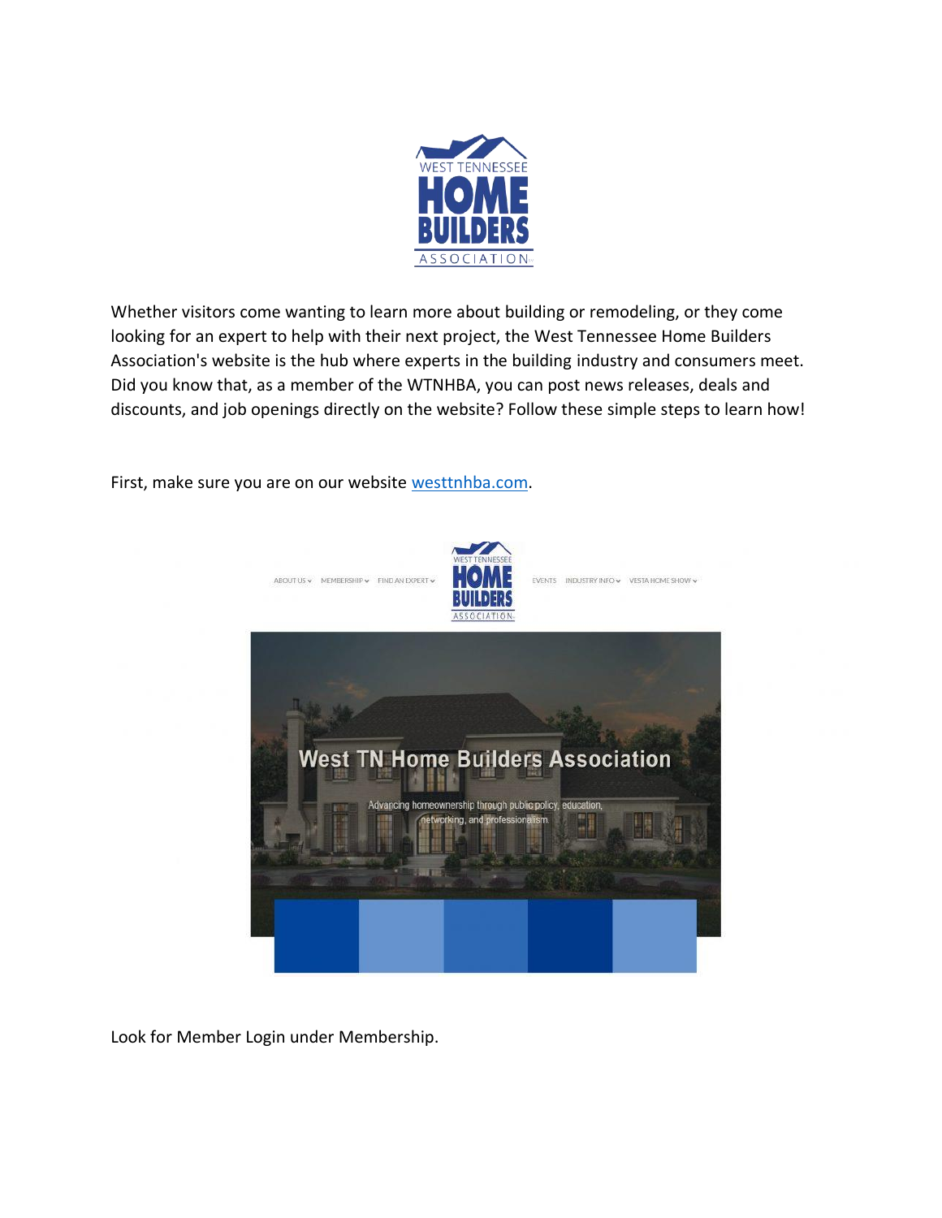Whether visitors come wanting to learn more about building or remodeling, or they come looking for an expert to help with their next project, the West Tennessee Home Builders Association's website is the hub where experts in the building industry and consumers meet. Did you know that, as a member of the WTNHBA, you can post news releases, deals and discounts, and job openings directly on the website? Follow these simple steps to learn how!

First, make sure you are on our website [westtnhba.com](westtnhba.com).

Look for Member Login under Membership.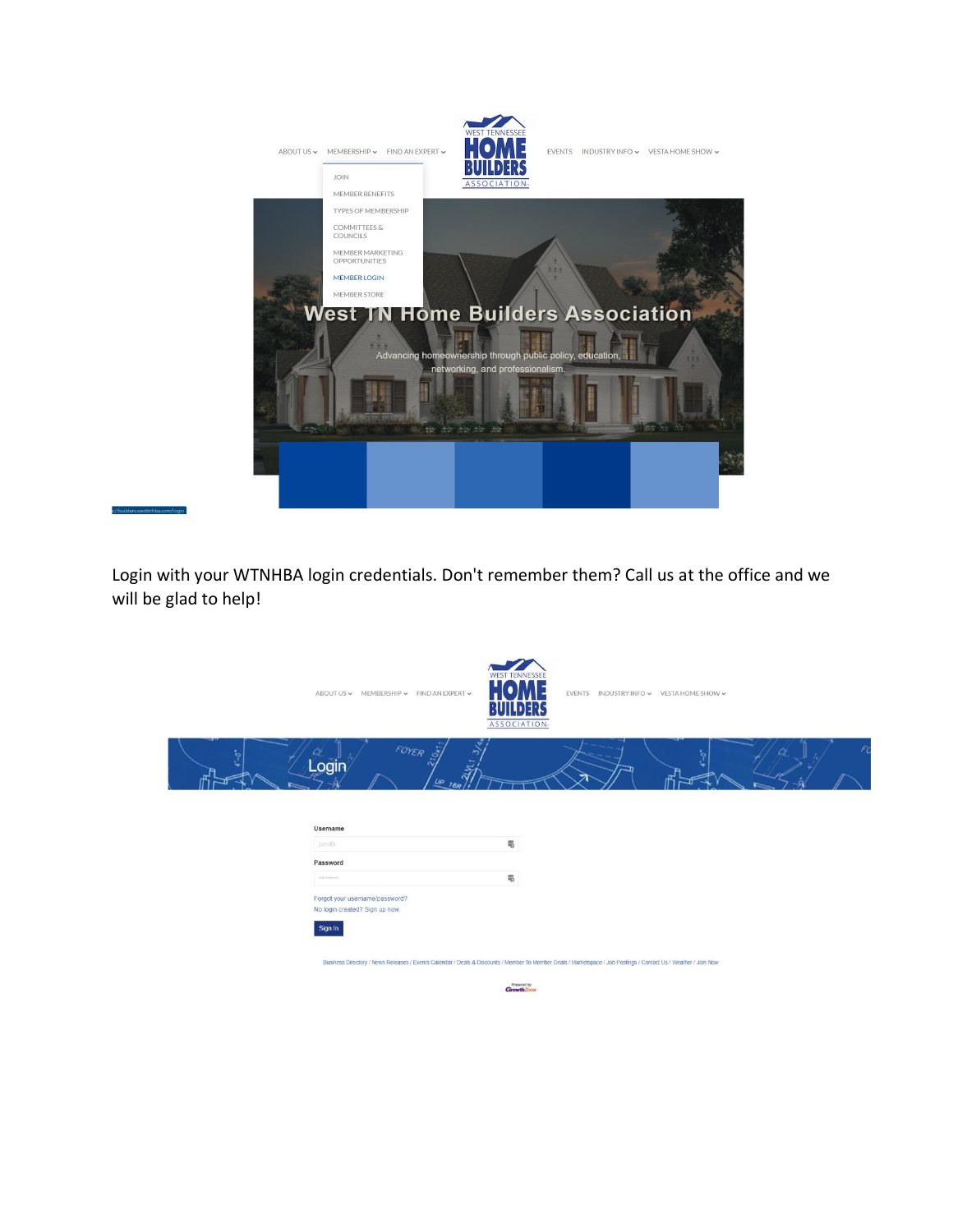Login with your WTNHBA login credentials. Don't remember them? Call us at the office and we will be glad to help!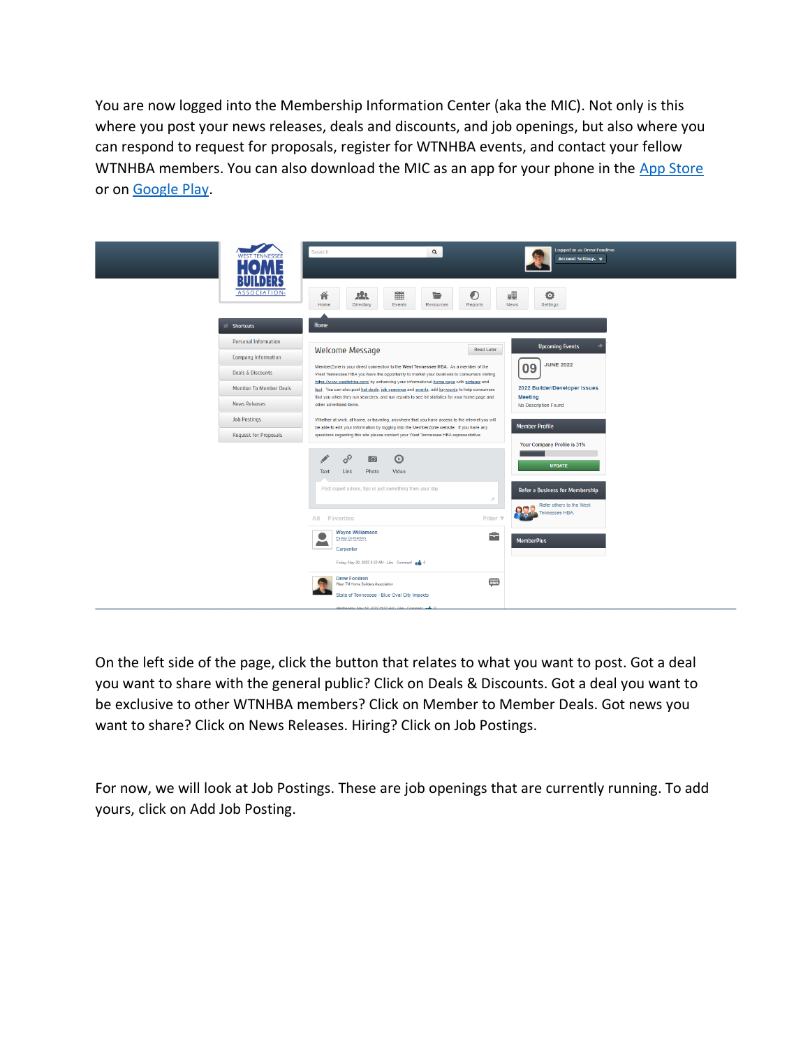You are now logged into the Membership Information Center (aka the MIC). Not only is this where you post your news releases, deals and discounts, and job openings, but also where you can respond to request for proposals, register for WTNHBA events, and contact your fellow WTNHBA members. You can also download the MIC as an app for your phone in the App Store or on Google Play.

On the left side of the page, click the button that relates to what you want to post. Got a deal you want to share with the general public? Click on Deals & Discounts. Got a deal you want to be exclusive to other WTNHBA members? Click on Member to Member Deals. Got news you want to share? Click on News Releases. Hiring? Click on Job Postings.

For now, we will look at Job Postings. These are job openings that are currently running. To add yours, click on Add Job Posting.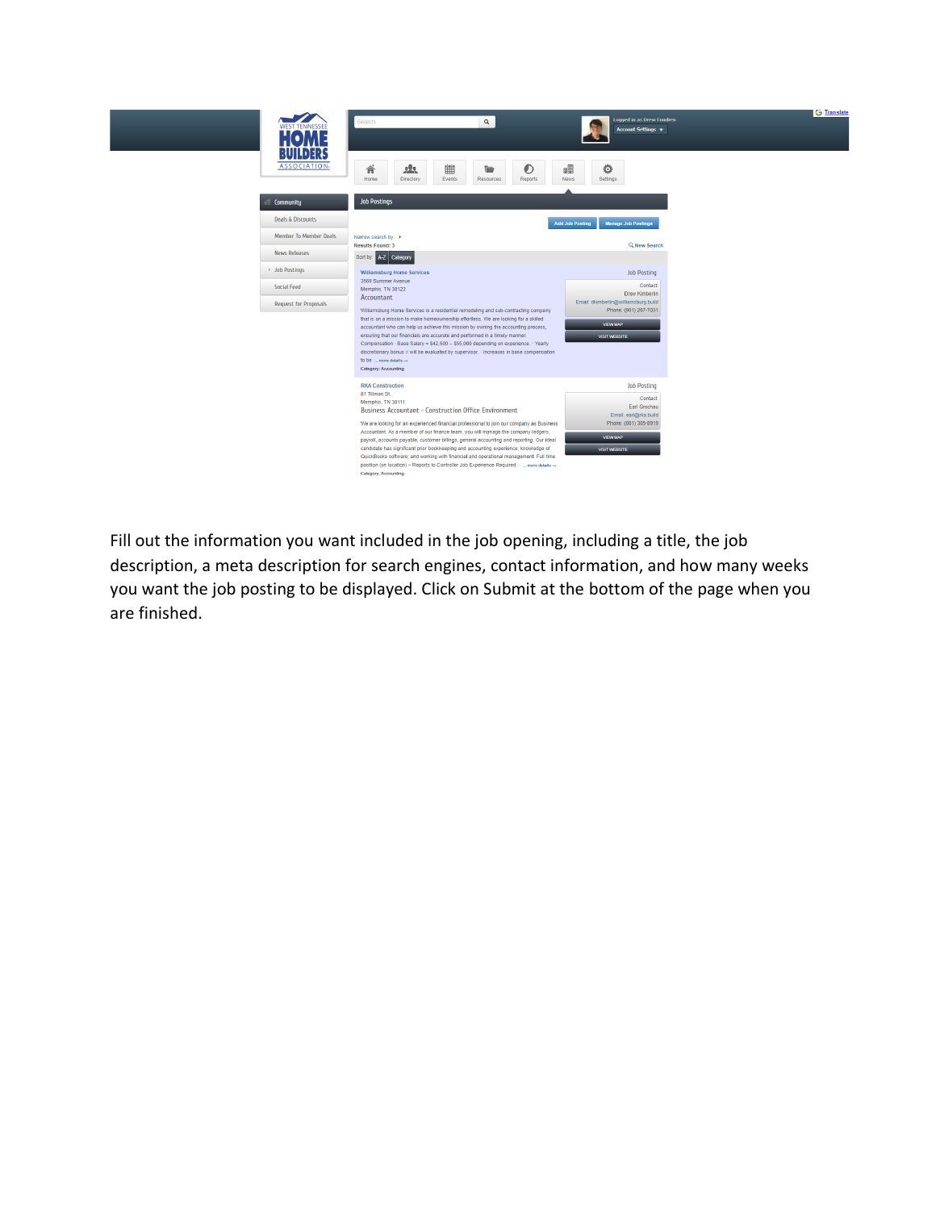Fill out the information you want included in the job opening, including a title, the job description, a meta description for search engines, contact information, and how many weeks you want the job posting to be displayed. Click on Submit at the bottom of the page when you are finished.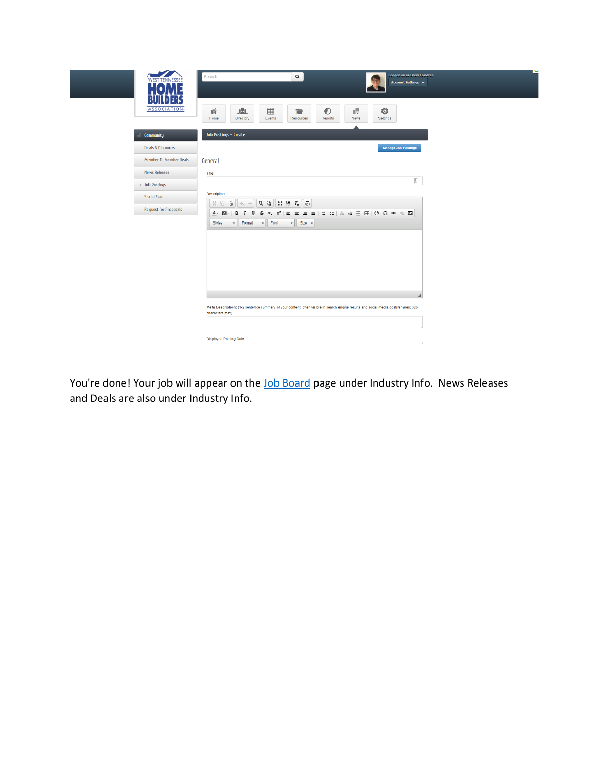You're done! Your job will appear on the [Job Board]() page under Industry Info.  News Releases and Deals are also under Industry Info.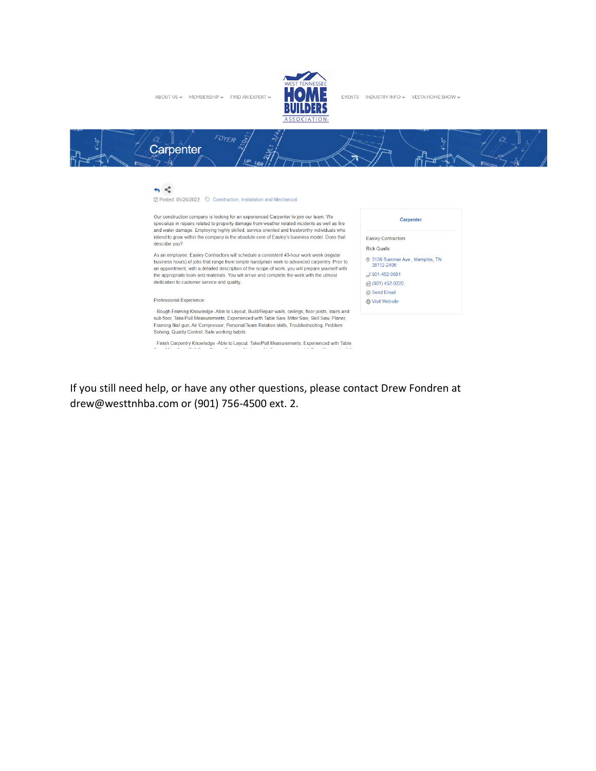ABOUT US MEMBERSHIP FIND AN EXPERT EVENTS INDUSTRY INFO VESTA HOME SHOW

WEST TENNESSEE HOME BUILDERS ASSOCIATION

# Carpenter

Posted: 05/20/2022 Construction, Installation and Mechanical

Our construction company is looking for an experienced Carpenter to join our team. We specialize in repairs related to property damage from weather related incidents as well as fire and water damage. Employing highly skilled, service oriented and trustworthy individuals who intend to grow within the company is the absolute core of Easley's business model. Does that describe you?

As an employee, Easley Contractors will schedule a consistent 40-hour work week (regular business hours) of jobs that range from simple handyman work to advanced carpentry. Prior to an appointment, with a detailed description of the scope of work, you will prepare yourself with the appropriate tools and materials. You will arrive and complete the work with the utmost dedication to customer service and quality.

Professional Experience:

- Rough Framing Knowledge -Able to Layout, Build/Repair walls, ceilings, floor joists, stairs and sub floor, Take/Pull Measurements, Experienced with Table Saw, Miter Saw, Skill Saw, Planer, Framing Nail gun, Air Compressor, Personal/Team Relation skills, Troubleshooting, Problem Solving, Quality Control, Safe working habits

- Finish Carpentry Knowledge -Able to Layout, Take/Pull Measurements, Experienced with Table

**Carpenter**

Easley Contractors

Rick Qualls

3136 Summer Ave., Memphis, TN 38112-2406

901-452-0681

(901) 452-0220

Send Email

Visit Website

If you still need help, or have any other questions, please contact Drew Fondren at drew@westtnhba.com or (901) 756-4500 ext. 2.